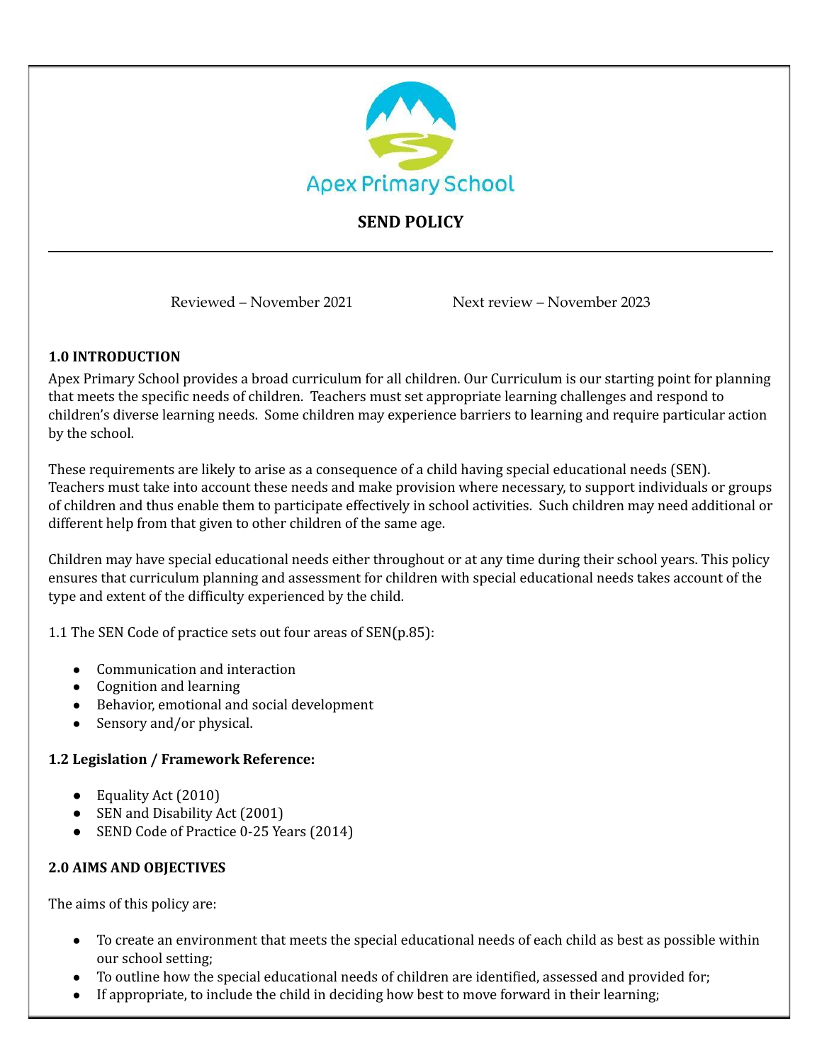Apex Primary School

# SEND POLICY

Reviewed – November 2021　　　　Next review – November 2023

### 1.0 INTRODUCTION

Apex Primary School provides a broad curriculum for all children. Our Curriculum is our starting point for planning that meets the specific needs of children. Teachers must set appropriate learning challenges and respond to children's diverse learning needs. Some children may experience barriers to learning and require particular action by the school.

These requirements are likely to arise as a consequence of a child having special educational needs (SEN). Teachers must take into account these needs and make provision where necessary, to support individuals or groups of children and thus enable them to participate effectively in school activities. Such children may need additional or different help from that given to other children of the same age.

Children may have special educational needs either throughout or at any time during their school years. This policy ensures that curriculum planning and assessment for children with special educational needs takes account of the type and extent of the difficulty experienced by the child.

1.1 The SEN Code of practice sets out four areas of SEN(p.85):

- Communication and interaction
- Cognition and learning
- Behavior, emotional and social development
- Sensory and/or physical.

### 1.2 Legislation / Framework Reference:

- Equality Act (2010)
- SEN and Disability Act (2001)
- SEND Code of Practice 0-25 Years (2014)

### 2.0 AIMS AND OBJECTIVES

The aims of this policy are:

- To create an environment that meets the special educational needs of each child as best as possible within our school setting;
- To outline how the special educational needs of children are identified, assessed and provided for;
- If appropriate, to include the child in deciding how best to move forward in their learning;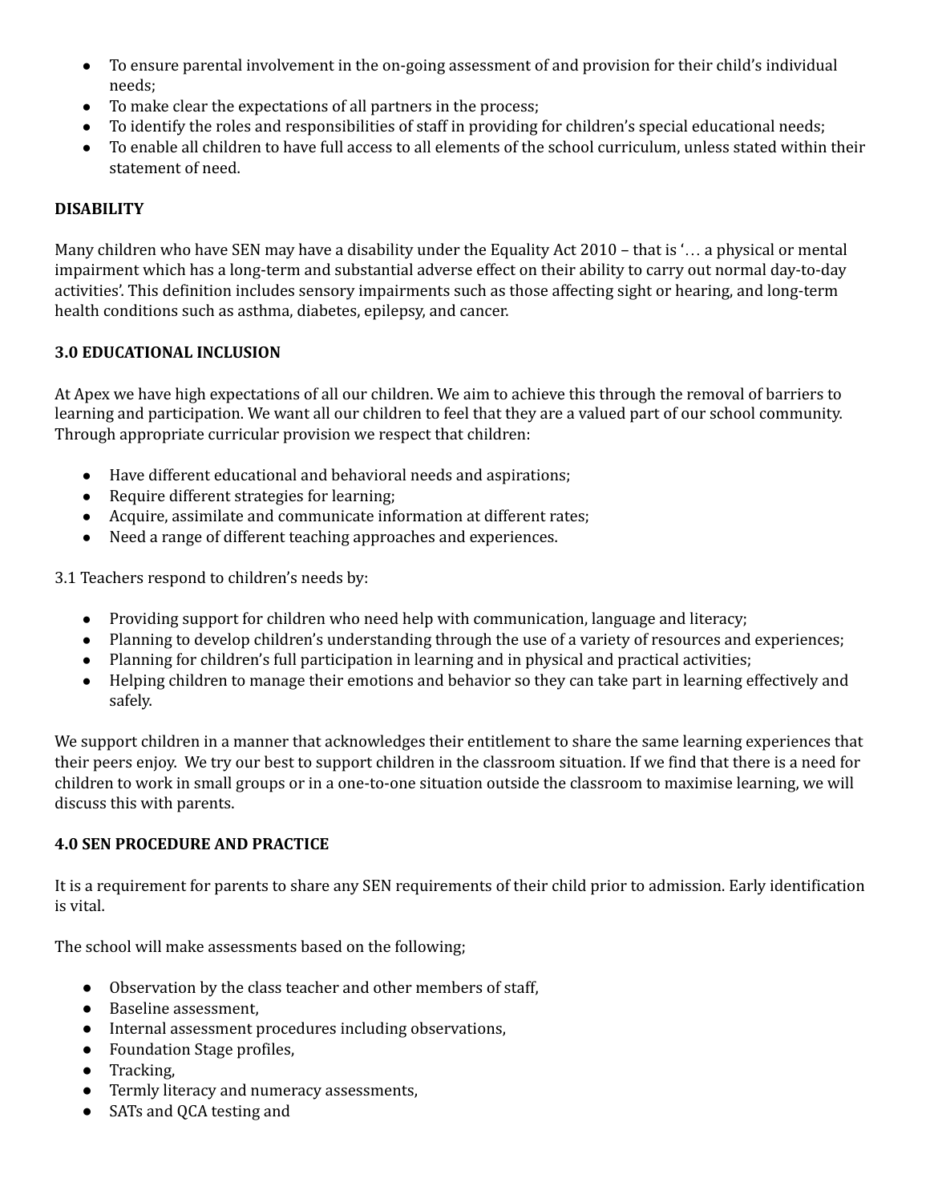- To ensure parental involvement in the on-going assessment of and provision for their child's individual needs;
- To make clear the expectations of all partners in the process;
- To identify the roles and responsibilities of staff in providing for children's special educational needs;
- To enable all children to have full access to all elements of the school curriculum, unless stated within their statement of need.

**DISABILITY**

Many children who have SEN may have a disability under the Equality Act 2010 – that is '… a physical or mental impairment which has a long-term and substantial adverse effect on their ability to carry out normal day-to-day activities'. This definition includes sensory impairments such as those affecting sight or hearing, and long-term health conditions such as asthma, diabetes, epilepsy, and cancer.

**3.0 EDUCATIONAL INCLUSION**

At Apex we have high expectations of all our children. We aim to achieve this through the removal of barriers to learning and participation. We want all our children to feel that they are a valued part of our school community. Through appropriate curricular provision we respect that children:

- Have different educational and behavioral needs and aspirations;
- Require different strategies for learning;
- Acquire, assimilate and communicate information at different rates;
- Need a range of different teaching approaches and experiences.

3.1 Teachers respond to children's needs by:

- Providing support for children who need help with communication, language and literacy;
- Planning to develop children's understanding through the use of a variety of resources and experiences;
- Planning for children's full participation in learning and in physical and practical activities;
- Helping children to manage their emotions and behavior so they can take part in learning effectively and safely.

We support children in a manner that acknowledges their entitlement to share the same learning experiences that their peers enjoy. We try our best to support children in the classroom situation. If we find that there is a need for children to work in small groups or in a one-to-one situation outside the classroom to maximise learning, we will discuss this with parents.

**4.0 SEN PROCEDURE AND PRACTICE**

It is a requirement for parents to share any SEN requirements of their child prior to admission. Early identification is vital.

The school will make assessments based on the following;

- Observation by the class teacher and other members of staff,
- Baseline assessment,
- Internal assessment procedures including observations,
- Foundation Stage profiles,
- Tracking,
- Termly literacy and numeracy assessments,
- SATs and QCA testing and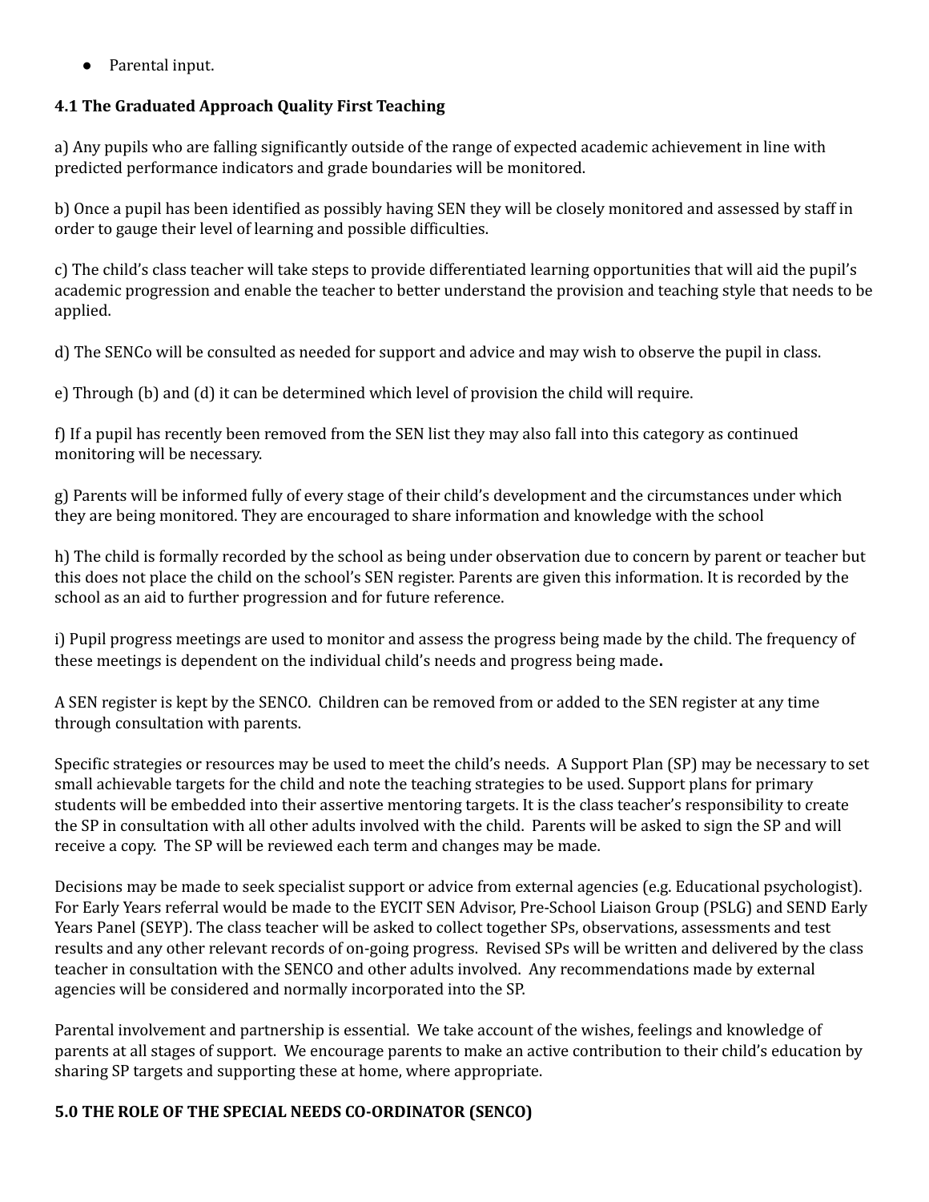- Parental input.

**4.1 The Graduated Approach Quality First Teaching**

a) Any pupils who are falling significantly outside of the range of expected academic achievement in line with predicted performance indicators and grade boundaries will be monitored.

b) Once a pupil has been identified as possibly having SEN they will be closely monitored and assessed by staff in order to gauge their level of learning and possible difficulties.

c) The child's class teacher will take steps to provide differentiated learning opportunities that will aid the pupil's academic progression and enable the teacher to better understand the provision and teaching style that needs to be applied.

d) The SENCo will be consulted as needed for support and advice and may wish to observe the pupil in class.

e) Through (b) and (d) it can be determined which level of provision the child will require.

f) If a pupil has recently been removed from the SEN list they may also fall into this category as continued monitoring will be necessary.

g) Parents will be informed fully of every stage of their child's development and the circumstances under which they are being monitored. They are encouraged to share information and knowledge with the school

h) The child is formally recorded by the school as being under observation due to concern by parent or teacher but this does not place the child on the school's SEN register. Parents are given this information. It is recorded by the school as an aid to further progression and for future reference.

i) Pupil progress meetings are used to monitor and assess the progress being made by the child. The frequency of these meetings is dependent on the individual child's needs and progress being made**.**

A SEN register is kept by the SENCO. Children can be removed from or added to the SEN register at any time through consultation with parents.

Specific strategies or resources may be used to meet the child's needs. A Support Plan (SP) may be necessary to set small achievable targets for the child and note the teaching strategies to be used. Support plans for primary students will be embedded into their assertive mentoring targets. It is the class teacher's responsibility to create the SP in consultation with all other adults involved with the child. Parents will be asked to sign the SP and will receive a copy. The SP will be reviewed each term and changes may be made.

Decisions may be made to seek specialist support or advice from external agencies (e.g. Educational psychologist). For Early Years referral would be made to the EYCIT SEN Advisor, Pre-School Liaison Group (PSLG) and SEND Early Years Panel (SEYP). The class teacher will be asked to collect together SPs, observations, assessments and test results and any other relevant records of on-going progress. Revised SPs will be written and delivered by the class teacher in consultation with the SENCO and other adults involved. Any recommendations made by external agencies will be considered and normally incorporated into the SP.

Parental involvement and partnership is essential. We take account of the wishes, feelings and knowledge of parents at all stages of support. We encourage parents to make an active contribution to their child's education by sharing SP targets and supporting these at home, where appropriate.

**5.0 THE ROLE OF THE SPECIAL NEEDS CO-ORDINATOR (SENCO)**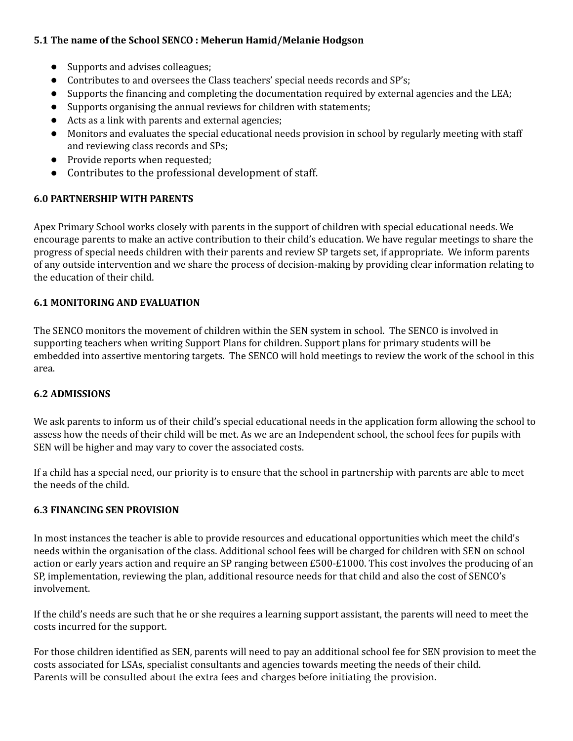### 5.1 The name of the School SENCO : Meherun Hamid/Melanie Hodgson

- Supports and advises colleagues;
- Contributes to and oversees the Class teachers' special needs records and SP's;
- Supports the financing and completing the documentation required by external agencies and the LEA;
- Supports organising the annual reviews for children with statements;
- Acts as a link with parents and external agencies;
- Monitors and evaluates the special educational needs provision in school by regularly meeting with staff and reviewing class records and SPs;
- Provide reports when requested;
- Contributes to the professional development of staff.

### 6.0 PARTNERSHIP WITH PARENTS

Apex Primary School works closely with parents in the support of children with special educational needs. We encourage parents to make an active contribution to their child's education. We have regular meetings to share the progress of special needs children with their parents and review SP targets set, if appropriate. We inform parents of any outside intervention and we share the process of decision-making by providing clear information relating to the education of their child.

### 6.1 MONITORING AND EVALUATION

The SENCO monitors the movement of children within the SEN system in school. The SENCO is involved in supporting teachers when writing Support Plans for children. Support plans for primary students will be embedded into assertive mentoring targets. The SENCO will hold meetings to review the work of the school in this area.

### 6.2 ADMISSIONS

We ask parents to inform us of their child's special educational needs in the application form allowing the school to assess how the needs of their child will be met. As we are an Independent school, the school fees for pupils with SEN will be higher and may vary to cover the associated costs.

If a child has a special need, our priority is to ensure that the school in partnership with parents are able to meet the needs of the child.

### 6.3 FINANCING SEN PROVISION

In most instances the teacher is able to provide resources and educational opportunities which meet the child's needs within the organisation of the class. Additional school fees will be charged for children with SEN on school action or early years action and require an SP ranging between £500-£1000. This cost involves the producing of an SP, implementation, reviewing the plan, additional resource needs for that child and also the cost of SENCO's involvement.

If the child's needs are such that he or she requires a learning support assistant, the parents will need to meet the costs incurred for the support.

For those children identified as SEN, parents will need to pay an additional school fee for SEN provision to meet the costs associated for LSAs, specialist consultants and agencies towards meeting the needs of their child.
Parents will be consulted about the extra fees and charges before initiating the provision.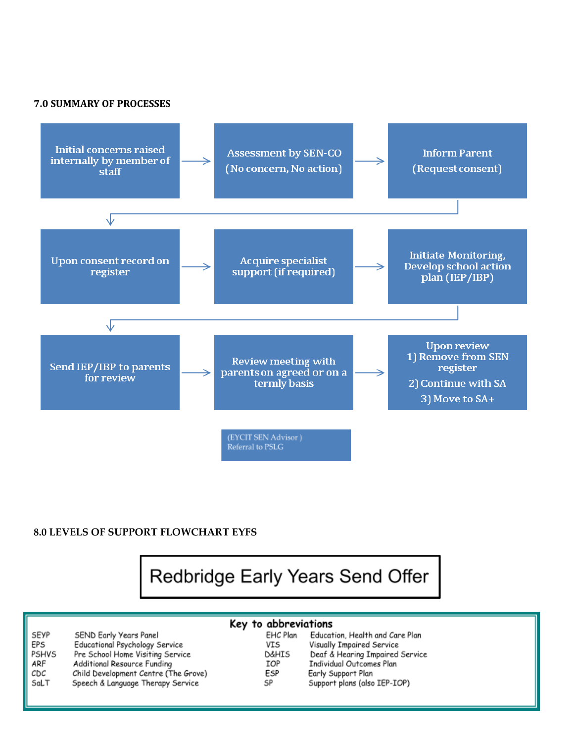### 7.0 SUMMARY OF PROCESSES

1. Initial concerns raised internally by member of staff →
2. Assessment by SEN-CO (No concern, No action) →
3. Inform Parent (Request consent) →
4. Upon consent record on register →
5. Acquire specialist support (if required) →
6. Initiate Monitoring, Develop school action plan (IEP/IBP) →
7. Send IEP/IBP to parents for review →
8. Review meeting with parents on agreed or on a termly basis →
9. Upon review
   1) Remove from SEN register
   2) Continue with SA
   3) Move to SA+

(EYCIT SEN Advisor ) Referral to PSLG

### 8.0 LEVELS OF SUPPORT FLOWCHART EYFS

**Redbridge Early Years Send Offer**

**Key to abbreviations**

| Abbreviation | Meaning | Abbreviation | Meaning |
|---|---|---|---|
| SEYP | SEND Early Years Panel | EHC Plan | Education, Health and Care Plan |
| EPS | Educational Psychology Service | VIS | Visually Impaired Service |
| PSHVS | Pre School Home Visiting Service | D&HIS | Deaf & Hearing Impaired Service |
| ARF | Additional Resource Funding | IOP | Individual Outcomes Plan |
| CDC | Child Development Centre (The Grove) | ESP | Early Support Plan |
| SaLT | Speech & Language Therapy Service | SP | Support plans (also IEP-IOP) |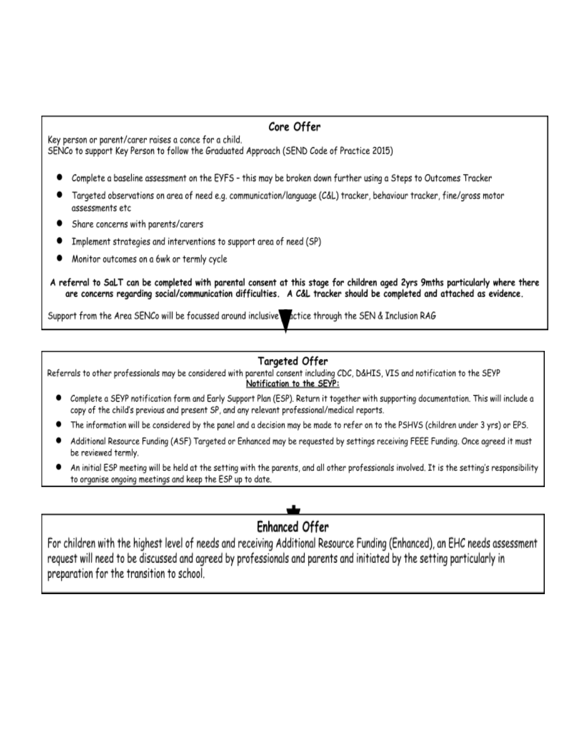## Core Offer

Key person or parent/carer raises a conce for a child.
SENCo to support Key Person to follow the Graduated Approach (SEND Code of Practice 2015)

- Complete a baseline assessment on the EYFS – this may be broken down further using a Steps to Outcomes Tracker
- Targeted observations on area of need e.g. communication/language (C&L) tracker, behaviour tracker, fine/gross motor assessments etc
- Share concerns with parents/carers
- Implement strategies and interventions to support area of need (SP)
- Monitor outcomes on a 6wk or termly cycle

**A referral to SaLT can be completed with parental consent at this stage for children aged 2yrs 9mths particularly where there are concerns regarding social/communication difficulties. A C&L tracker should be completed and attached as evidence.**

Support from the Area SENCo will be focussed around inclusive practice through the SEN & Inclusion RAG

## Targeted Offer

Referrals to other professionals may be considered with parental consent including CDC, D&HIS, VIS and notification to the SEYP

**Notification to the SEYP:**

- Complete a SEYP notification form and Early Support Plan (ESP). Return it together with supporting documentation. This will include a copy of the child's previous and present SP, and any relevant professional/medical reports.
- The information will be considered by the panel and a decision may be made to refer on to the PSHVS (children under 3 yrs) or EPS.
- Additional Resource Funding (ASF) Targeted or Enhanced may be requested by settings receiving FEEE Funding. Once agreed it must be reviewed termly.
- An initial ESP meeting will be held at the setting with the parents, and all other professionals involved. It is the setting's responsibility to organise ongoing meetings and keep the ESP up to date.

## Enhanced Offer

For children with the highest level of needs and receiving Additional Resource Funding (Enhanced), an EHC needs assessment request will need to be discussed and agreed by professionals and parents and initiated by the setting particularly in preparation for the transition to school.